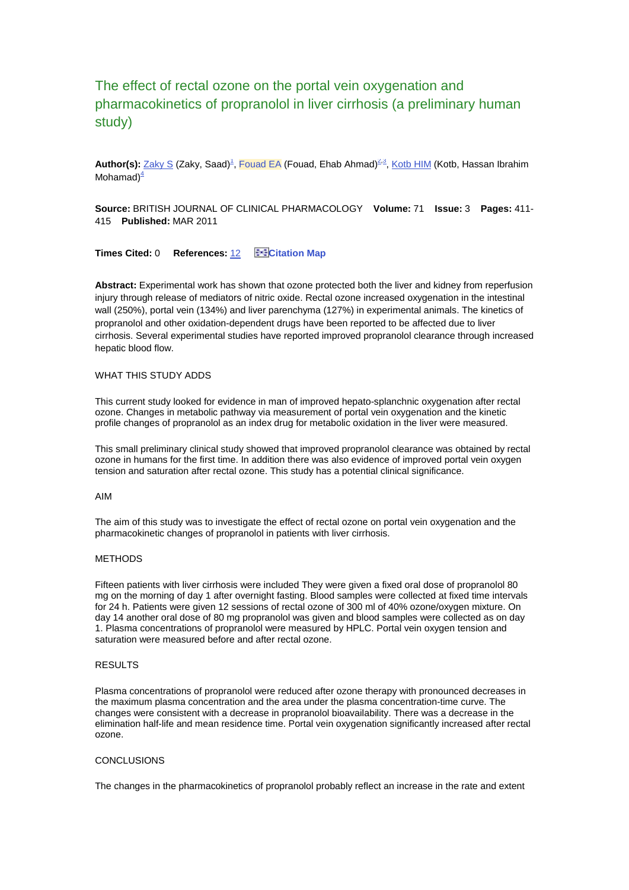# The effect of rectal ozone on the portal vein oxygenation and pharmacokinetics of propranolol in liver cirrhosis (a preliminary human study)

**Author(s):** Zaky S (Zaky, Saad)[1], Fouad EA (Fouad, Ehab Ahmad)[2,3], Kotb HIM (Kotb, Hassan Ibrahim Mohamad)[4]

**Source:** BRITISH JOURNAL OF CLINICAL PHARMACOLOGY **Volume:** 71 **Issue:** 3 **Pages:** 411-415 **Published:** MAR 2011

**Times Cited:** 0 **References:** 12 Citation Map

**Abstract:** Experimental work has shown that ozone protected both the liver and kidney from reperfusion injury through release of mediators of nitric oxide. Rectal ozone increased oxygenation in the intestinal wall (250%), portal vein (134%) and liver parenchyma (127%) in experimental animals. The kinetics of propranolol and other oxidation-dependent drugs have been reported to be affected due to liver cirrhosis. Several experimental studies have reported improved propranolol clearance through increased hepatic blood flow.

WHAT THIS STUDY ADDS

This current study looked for evidence in man of improved hepato-splanchnic oxygenation after rectal ozone. Changes in metabolic pathway via measurement of portal vein oxygenation and the kinetic profile changes of propranolol as an index drug for metabolic oxidation in the liver were measured.

This small preliminary clinical study showed that improved propranolol clearance was obtained by rectal ozone in humans for the first time. In addition there was also evidence of improved portal vein oxygen tension and saturation after rectal ozone. This study has a potential clinical significance.

AIM

The aim of this study was to investigate the effect of rectal ozone on portal vein oxygenation and the pharmacokinetic changes of propranolol in patients with liver cirrhosis.

METHODS

Fifteen patients with liver cirrhosis were included They were given a fixed oral dose of propranolol 80 mg on the morning of day 1 after overnight fasting. Blood samples were collected at fixed time intervals for 24 h. Patients were given 12 sessions of rectal ozone of 300 ml of 40% ozone/oxygen mixture. On day 14 another oral dose of 80 mg propranolol was given and blood samples were collected as on day 1. Plasma concentrations of propranolol were measured by HPLC. Portal vein oxygen tension and saturation were measured before and after rectal ozone.

RESULTS

Plasma concentrations of propranolol were reduced after ozone therapy with pronounced decreases in the maximum plasma concentration and the area under the plasma concentration-time curve. The changes were consistent with a decrease in propranolol bioavailability. There was a decrease in the elimination half-life and mean residence time. Portal vein oxygenation significantly increased after rectal ozone.

CONCLUSIONS

The changes in the pharmacokinetics of propranolol probably reflect an increase in the rate and extent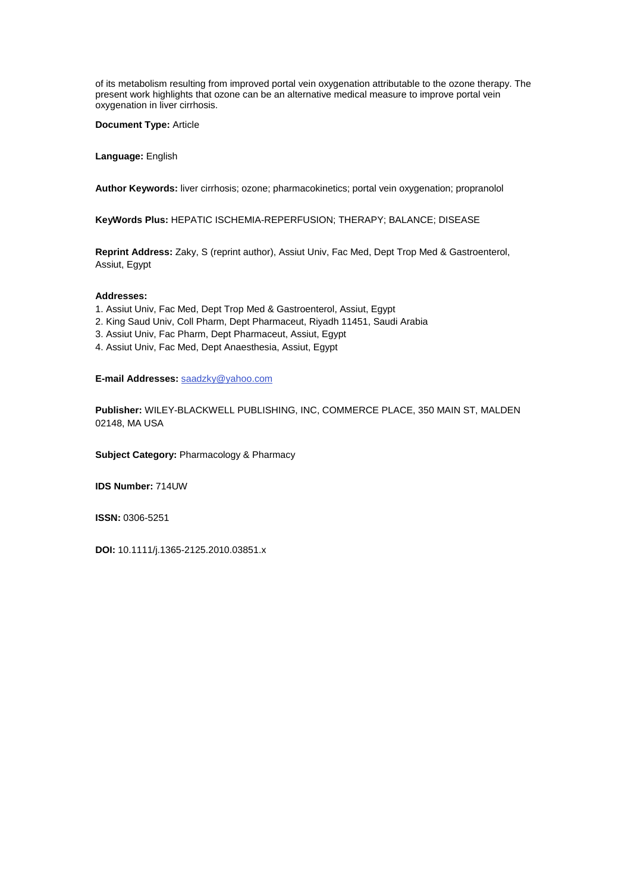of its metabolism resulting from improved portal vein oxygenation attributable to the ozone therapy. The present work highlights that ozone can be an alternative medical measure to improve portal vein oxygenation in liver cirrhosis.

**Document Type:** Article

**Language:** English

**Author Keywords:** liver cirrhosis; ozone; pharmacokinetics; portal vein oxygenation; propranolol

**KeyWords Plus:** HEPATIC ISCHEMIA-REPERFUSION; THERAPY; BALANCE; DISEASE

**Reprint Address:** Zaky, S (reprint author), Assiut Univ, Fac Med, Dept Trop Med & Gastroenterol, Assiut, Egypt

**Addresses:**

1. Assiut Univ, Fac Med, Dept Trop Med & Gastroenterol, Assiut, Egypt
2. King Saud Univ, Coll Pharm, Dept Pharmaceut, Riyadh 11451, Saudi Arabia
3. Assiut Univ, Fac Pharm, Dept Pharmaceut, Assiut, Egypt
4. Assiut Univ, Fac Med, Dept Anaesthesia, Assiut, Egypt

**E-mail Addresses:** saadzky@yahoo.com

**Publisher:** WILEY-BLACKWELL PUBLISHING, INC, COMMERCE PLACE, 350 MAIN ST, MALDEN 02148, MA USA

**Subject Category:** Pharmacology & Pharmacy

**IDS Number:** 714UW

**ISSN:** 0306-5251

**DOI:** 10.1111/j.1365-2125.2010.03851.x